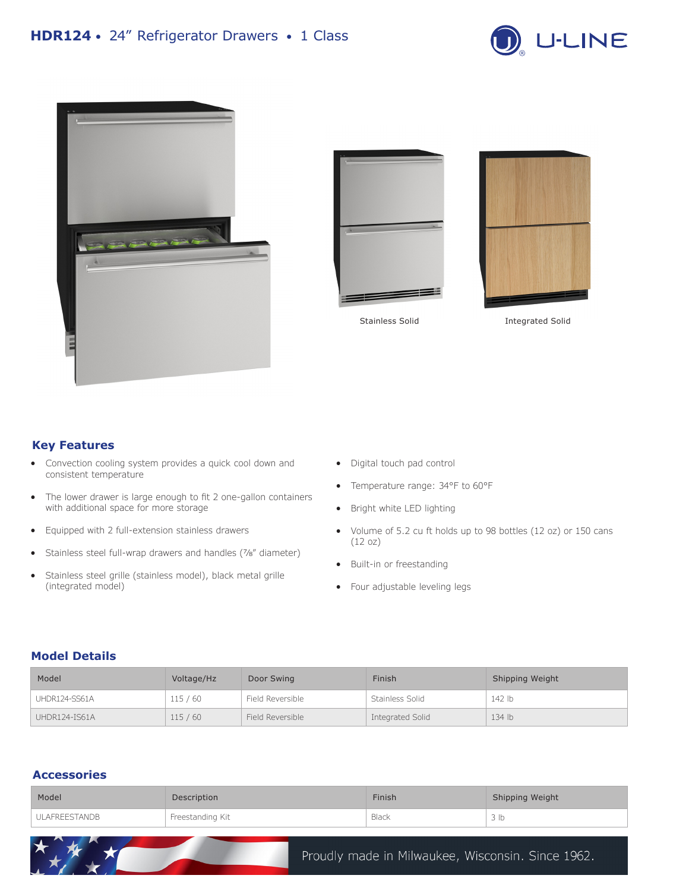# HDR124 • 24" Refrigerator Drawers • 1 Class

Stainless Solid

Integrated Solid

## Key Features

- Convection cooling system provides a quick cool down and consistent temperature
- The lower drawer is large enough to fit 2 one-gallon containers with additional space for more storage
- Equipped with 2 full-extension stainless drawers
- Stainless steel full-wrap drawers and handles (⅞" diameter)
- Stainless steel grille (stainless model), black metal grille (integrated model)
- Digital touch pad control
- Temperature range: 34°F to 60°F
- Bright white LED lighting
- Volume of 5.2 cu ft holds up to 98 bottles (12 oz) or 150 cans (12 oz)
- Built-in or freestanding
- Four adjustable leveling legs

## Model Details

| Model | Voltage/Hz | Door Swing | Finish | Shipping Weight |
|---|---|---|---|---|
| UHDR124-SS61A | 115 / 60 | Field Reversible | Stainless Solid | 142 lb |
| UHDR124-IS61A | 115 / 60 | Field Reversible | Integrated Solid | 134 lb |

## Accessories

| Model | Description | Finish | Shipping Weight |
|---|---|---|---|
| ULAFREESTANDB | Freestanding Kit | Black | 3 lb |

Proudly made in Milwaukee, Wisconsin. Since 1962.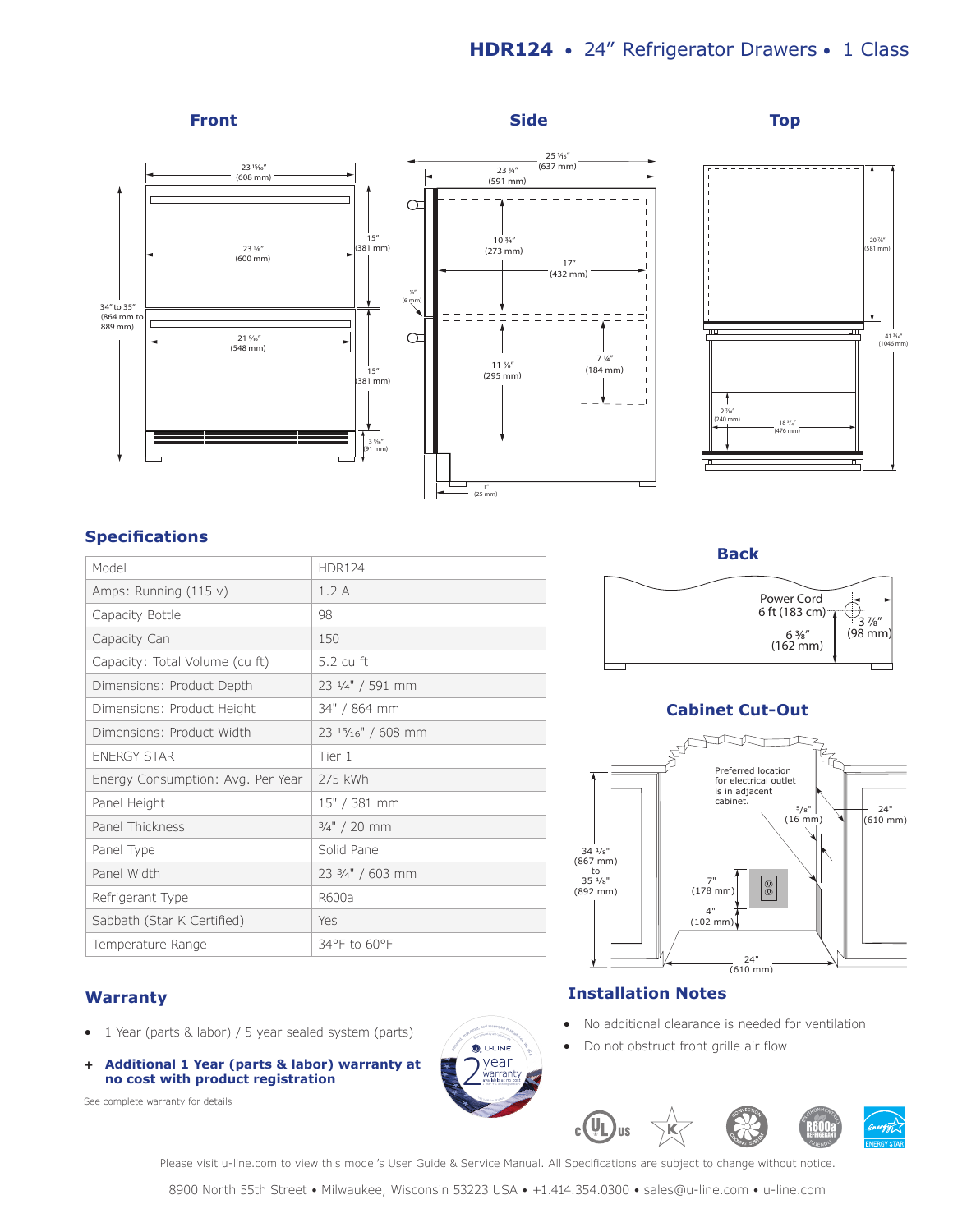# HDR124 • 24" Refrigerator Drawers • 1 Class

## Front

23 15⁄16" (608 mm)
23 5⁄8" (600 mm)
21 9⁄16" (548 mm)
15" (381 mm)
15" (381 mm)
3 5⁄8" (91 mm)
34" to 35" (864 mm to 889 mm)

## Side

25 1⁄16" (637 mm)
23 1⁄4" (591 mm)
10 3⁄4" (273 mm)
17" (432 mm)
1⁄4" (6 mm)
11 5⁄8" (295 mm)
7 1⁄4" (184 mm)
1" (25 mm)

## Top

20 7⁄8" (581 mm)
41 3⁄16" (1046 mm)
9 7⁄16" (240 mm)
18 3⁄4" (476 mm)

## Specifications

| | |
|---|---|
| Model | HDR124 |
| Amps: Running (115 v) | 1.2 A |
| Capacity Bottle | 98 |
| Capacity Can | 150 |
| Capacity: Total Volume (cu ft) | 5.2 cu ft |
| Dimensions: Product Depth | 23 1⁄4" / 591 mm |
| Dimensions: Product Height | 34" / 864 mm |
| Dimensions: Product Width | 23 15⁄16" / 608 mm |
| ENERGY STAR | Tier 1 |
| Energy Consumption: Avg. Per Year | 275 kWh |
| Panel Height | 15" / 381 mm |
| Panel Thickness | 3⁄4" / 20 mm |
| Panel Type | Solid Panel |
| Panel Width | 23 3⁄4" / 603 mm |
| Refrigerant Type | R600a |
| Sabbath (Star K Certified) | Yes |
| Temperature Range | 34°F to 60°F |

## Back

Power Cord 6 ft (183 cm)
3 7⁄8" (98 mm)
6 3⁄8" (162 mm)

## Cabinet Cut-Out

Preferred location for electrical outlet is in adjacent cabinet.
5⁄8" (16 mm)
24" (610 mm)
34 1⁄8" (867 mm) to 35 1⁄8" (892 mm)
7" (178 mm)
4" (102 mm)
24" (610 mm)

## Warranty

- 1 Year (parts & labor) / 5 year sealed system (parts)

**+ Additional 1 Year (parts & labor) warranty at no cost with product registration**

See complete warranty for details

## Installation Notes

- No additional clearance is needed for ventilation
- Do not obstruct front grille air flow

Please visit u-line.com to view this model's User Guide & Service Manual. All Specifications are subject to change without notice.

8900 North 55th Street • Milwaukee, Wisconsin 53223 USA • +1.414.354.0300 • sales@u-line.com • u-line.com